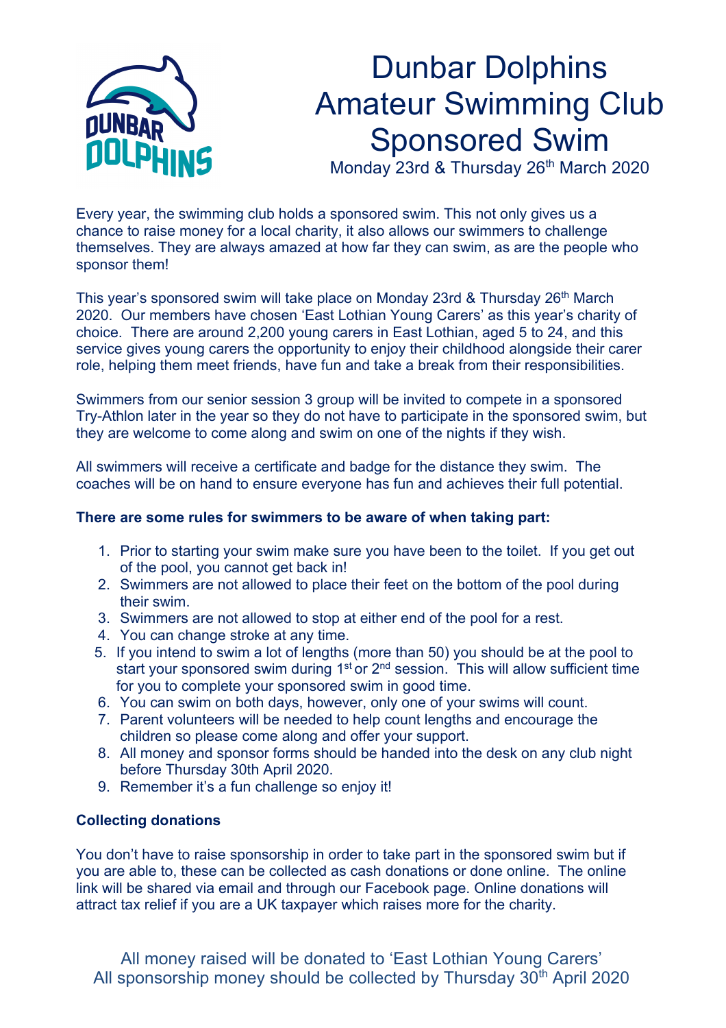# Dunbar Dolphins Amateur Swimming Club Sponsored Swim

Monday 23rd & Thursday 26th March 2020

Every year, the swimming club holds a sponsored swim. This not only gives us a chance to raise money for a local charity, it also allows our swimmers to challenge themselves. They are always amazed at how far they can swim, as are the people who sponsor them!

This year's sponsored swim will take place on Monday 23rd & Thursday 26th March 2020. Our members have chosen 'East Lothian Young Carers' as this year's charity of choice. There are around 2,200 young carers in East Lothian, aged 5 to 24, and this service gives young carers the opportunity to enjoy their childhood alongside their carer role, helping them meet friends, have fun and take a break from their responsibilities.

Swimmers from our senior session 3 group will be invited to compete in a sponsored Try-Athlon later in the year so they do not have to participate in the sponsored swim, but they are welcome to come along and swim on one of the nights if they wish.

All swimmers will receive a certificate and badge for the distance they swim. The coaches will be on hand to ensure everyone has fun and achieves their full potential.

**There are some rules for swimmers to be aware of when taking part:**

1. Prior to starting your swim make sure you have been to the toilet. If you get out of the pool, you cannot get back in!
2. Swimmers are not allowed to place their feet on the bottom of the pool during their swim.
3. Swimmers are not allowed to stop at either end of the pool for a rest.
4. You can change stroke at any time.
5. If you intend to swim a lot of lengths (more than 50) you should be at the pool to start your sponsored swim during 1st or 2nd session. This will allow sufficient time for you to complete your sponsored swim in good time.
6. You can swim on both days, however, only one of your swims will count.
7. Parent volunteers will be needed to help count lengths and encourage the children so please come along and offer your support.
8. All money and sponsor forms should be handed into the desk on any club night before Thursday 30th April 2020.
9. Remember it's a fun challenge so enjoy it!

**Collecting donations**

You don't have to raise sponsorship in order to take part in the sponsored swim but if you are able to, these can be collected as cash donations or done online. The online link will be shared via email and through our Facebook page. Online donations will attract tax relief if you are a UK taxpayer which raises more for the charity.

All money raised will be donated to 'East Lothian Young Carers'
All sponsorship money should be collected by Thursday 30th April 2020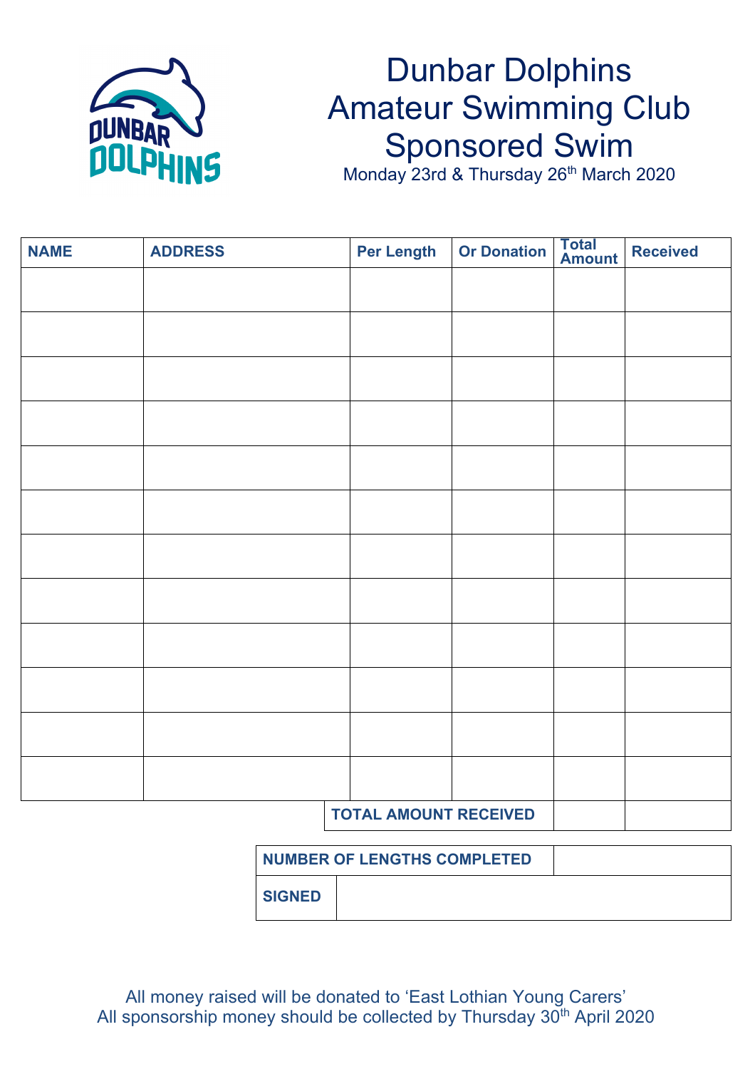# Dunbar Dolphins Amateur Swimming Club Sponsored Swim

Monday 23rd & Thursday 26th March 2020

| NAME | ADDRESS | Per Length | Or Donation | Total Amount | Received |
|---|---|---|---|---|---|
| | | | | | |
| | | | | | |
| | | | | | |
| | | | | | |
| | | | | | |
| | | | | | |
| | | | | | |
| | | | | | |
| | | | | | |
| | | | | | |
| | | | | | |
| | | | | | |
| | | TOTAL AMOUNT RECEIVED | | | |

| | |
|---|---|
| NUMBER OF LENGTHS COMPLETED | |
| SIGNED | |

All money raised will be donated to 'East Lothian Young Carers'
All sponsorship money should be collected by Thursday 30th April 2020